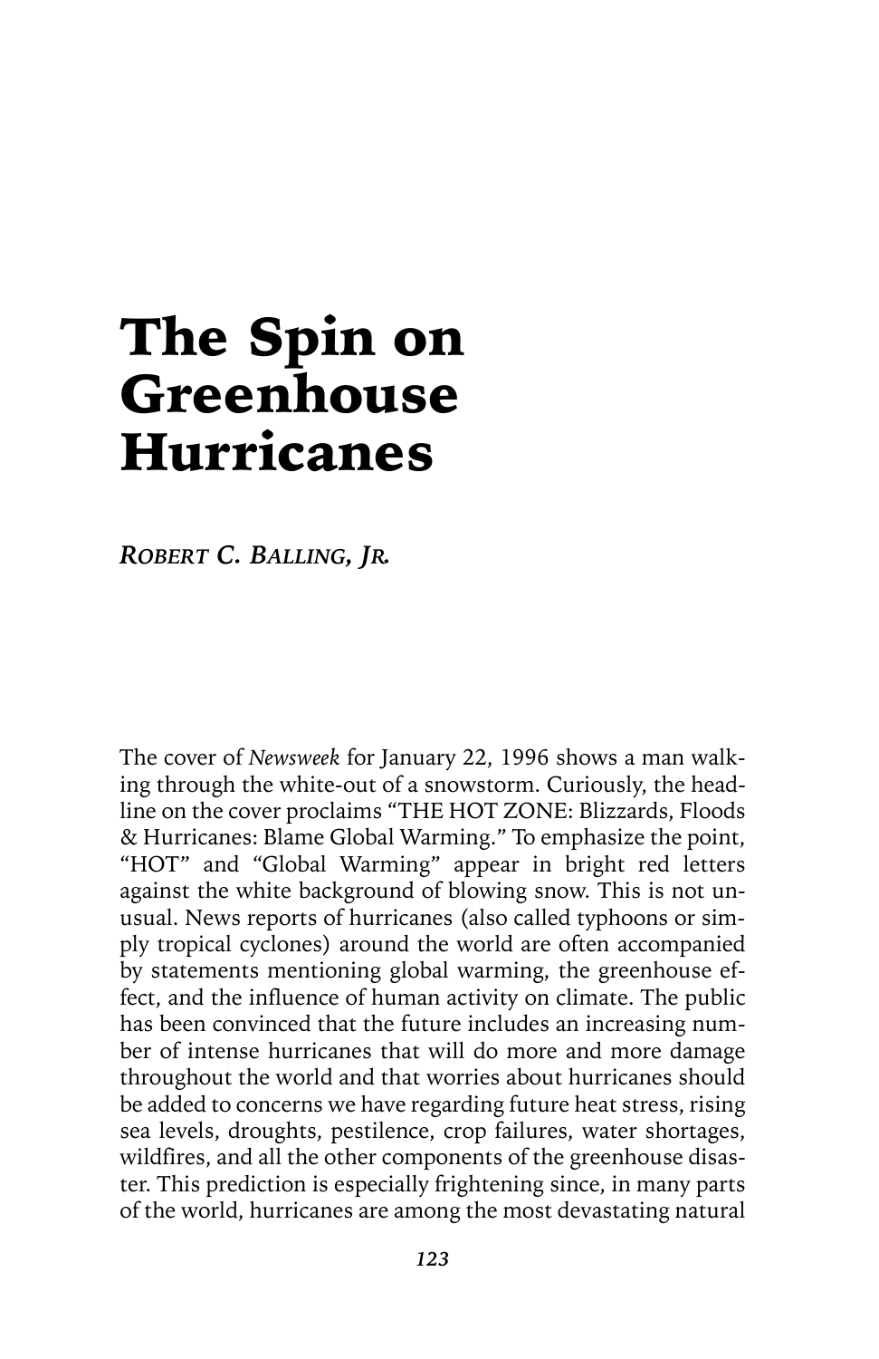# The Spin on Greenhouse Hurricanes

*ROBERT C. BALLING, JR.*

The cover of *Newsweek* for January 22, 1996 shows a man walking through the white-out of a snowstorm. Curiously, the headline on the cover proclaims "THE HOT ZONE: Blizzards, Floods & Hurricanes: Blame Global Warming." To emphasize the point, "HOT" and "Global Warming" appear in bright red letters against the white background of blowing snow. This is not unusual. News reports of hurricanes (also called typhoons or simply tropical cyclones) around the world are often accompanied by statements mentioning global warming, the greenhouse effect, and the influence of human activity on climate. The public has been convinced that the future includes an increasing number of intense hurricanes that will do more and more damage throughout the world and that worries about hurricanes should be added to concerns we have regarding future heat stress, rising sea levels, droughts, pestilence, crop failures, water shortages, wildfires, and all the other components of the greenhouse disaster. This prediction is especially frightening since, in many parts of the world, hurricanes are among the most devastating natural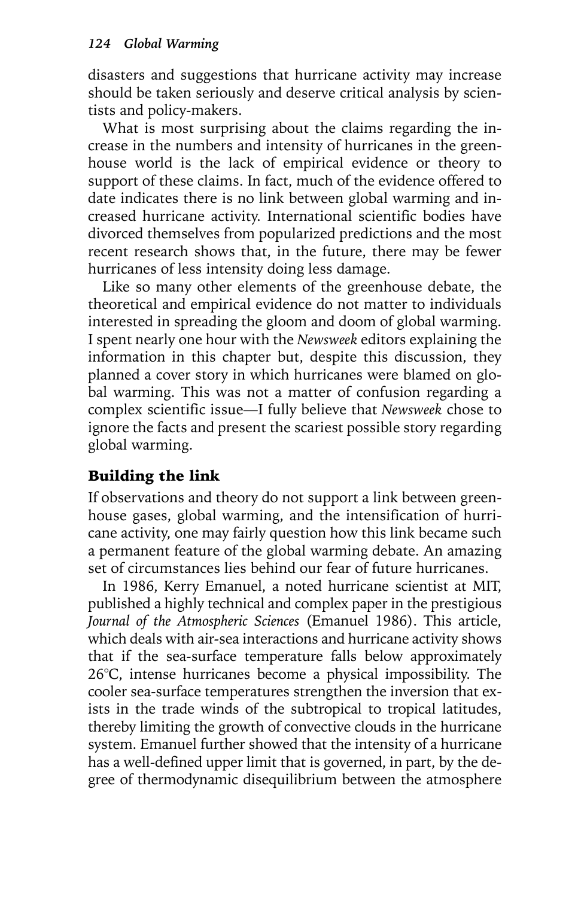disasters and suggestions that hurricane activity may increase should be taken seriously and deserve critical analysis by scientists and policy-makers.

What is most surprising about the claims regarding the increase in the numbers and intensity of hurricanes in the greenhouse world is the lack of empirical evidence or theory to support of these claims. In fact, much of the evidence offered to date indicates there is no link between global warming and increased hurricane activity. International scientific bodies have divorced themselves from popularized predictions and the most recent research shows that, in the future, there may be fewer hurricanes of less intensity doing less damage.

Like so many other elements of the greenhouse debate, the theoretical and empirical evidence do not matter to individuals interested in spreading the gloom and doom of global warming. I spent nearly one hour with the *Newsweek* editors explaining the information in this chapter but, despite this discussion, they planned a cover story in which hurricanes were blamed on global warming. This was not a matter of confusion regarding a complex scientific issue—I fully believe that *Newsweek* chose to ignore the facts and present the scariest possible story regarding global warming.

## Building the link

If observations and theory do not support a link between greenhouse gases, global warming, and the intensification of hurricane activity, one may fairly question how this link became such a permanent feature of the global warming debate. An amazing set of circumstances lies behind our fear of future hurricanes.

In 1986, Kerry Emanuel, a noted hurricane scientist at MIT, published a highly technical and complex paper in the prestigious *Journal of the Atmospheric Sciences* (Emanuel 1986). This article, which deals with air-sea interactions and hurricane activity shows that if the sea-surface temperature falls below approximately 26°C, intense hurricanes become a physical impossibility. The cooler sea-surface temperatures strengthen the inversion that exists in the trade winds of the subtropical to tropical latitudes, thereby limiting the growth of convective clouds in the hurricane system. Emanuel further showed that the intensity of a hurricane has a well-defined upper limit that is governed, in part, by the degree of thermodynamic disequilibrium between the atmosphere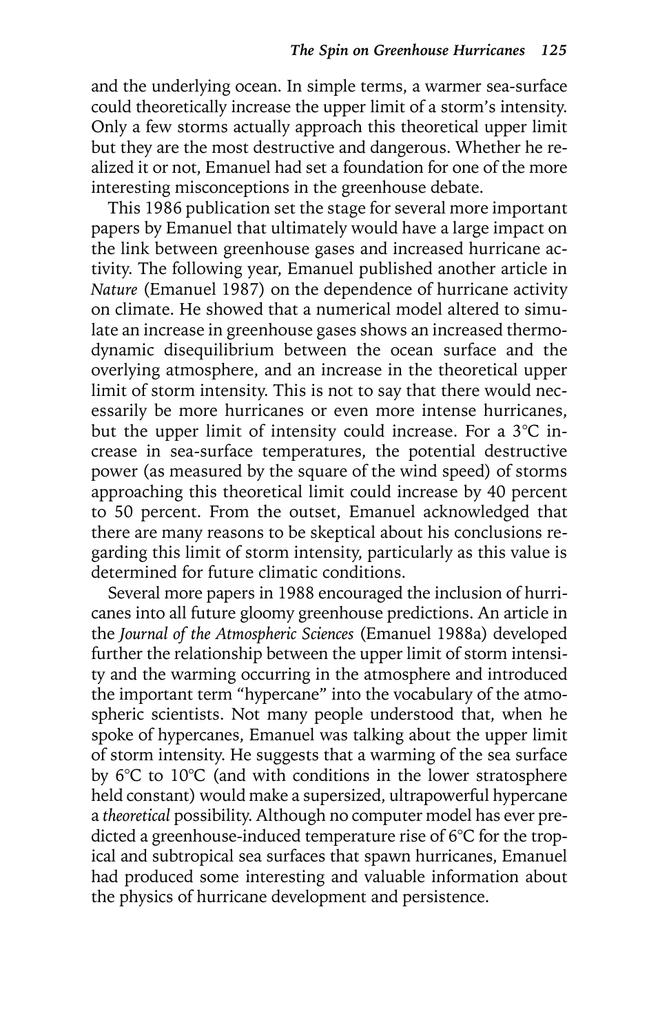and the underlying ocean. In simple terms, a warmer sea-surface could theoretically increase the upper limit of a storm's intensity. Only a few storms actually approach this theoretical upper limit but they are the most destructive and dangerous. Whether he realized it or not, Emanuel had set a foundation for one of the more interesting misconceptions in the greenhouse debate.

This 1986 publication set the stage for several more important papers by Emanuel that ultimately would have a large impact on the link between greenhouse gases and increased hurricane activity. The following year, Emanuel published another article in *Nature* (Emanuel 1987) on the dependence of hurricane activity on climate. He showed that a numerical model altered to simulate an increase in greenhouse gases shows an increased thermodynamic disequilibrium between the ocean surface and the overlying atmosphere, and an increase in the theoretical upper limit of storm intensity. This is not to say that there would necessarily be more hurricanes or even more intense hurricanes, but the upper limit of intensity could increase. For a 3°C increase in sea-surface temperatures, the potential destructive power (as measured by the square of the wind speed) of storms approaching this theoretical limit could increase by 40 percent to 50 percent. From the outset, Emanuel acknowledged that there are many reasons to be skeptical about his conclusions regarding this limit of storm intensity, particularly as this value is determined for future climatic conditions.

Several more papers in 1988 encouraged the inclusion of hurricanes into all future gloomy greenhouse predictions. An article in the *Journal of the Atmospheric Sciences* (Emanuel 1988a) developed further the relationship between the upper limit of storm intensity and the warming occurring in the atmosphere and introduced the important term "hypercane" into the vocabulary of the atmospheric scientists. Not many people understood that, when he spoke of hypercanes, Emanuel was talking about the upper limit of storm intensity. He suggests that a warming of the sea surface by 6°C to 10°C (and with conditions in the lower stratosphere held constant) would make a supersized, ultrapowerful hypercane a *theoretical* possibility. Although no computer model has ever predicted a greenhouse-induced temperature rise of 6°C for the tropical and subtropical sea surfaces that spawn hurricanes, Emanuel had produced some interesting and valuable information about the physics of hurricane development and persistence.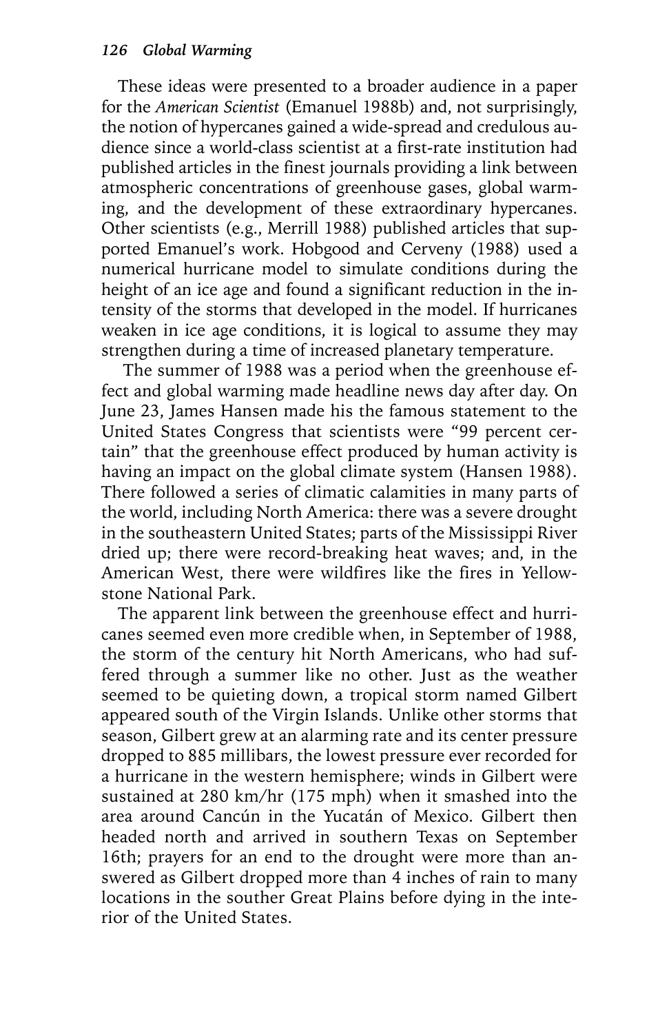These ideas were presented to a broader audience in a paper for the *American Scientist* (Emanuel 1988b) and, not surprisingly, the notion of hypercanes gained a wide-spread and credulous audience since a world-class scientist at a first-rate institution had published articles in the finest journals providing a link between atmospheric concentrations of greenhouse gases, global warming, and the development of these extraordinary hypercanes. Other scientists (e.g., Merrill 1988) published articles that supported Emanuel's work. Hobgood and Cerveny (1988) used a numerical hurricane model to simulate conditions during the height of an ice age and found a significant reduction in the intensity of the storms that developed in the model. If hurricanes weaken in ice age conditions, it is logical to assume they may strengthen during a time of increased planetary temperature.

The summer of 1988 was a period when the greenhouse effect and global warming made headline news day after day. On June 23, James Hansen made his the famous statement to the United States Congress that scientists were "99 percent certain" that the greenhouse effect produced by human activity is having an impact on the global climate system (Hansen 1988). There followed a series of climatic calamities in many parts of the world, including North America: there was a severe drought in the southeastern United States; parts of the Mississippi River dried up; there were record-breaking heat waves; and, in the American West, there were wildfires like the fires in Yellowstone National Park.

The apparent link between the greenhouse effect and hurricanes seemed even more credible when, in September of 1988, the storm of the century hit North Americans, who had suffered through a summer like no other. Just as the weather seemed to be quieting down, a tropical storm named Gilbert appeared south of the Virgin Islands. Unlike other storms that season, Gilbert grew at an alarming rate and its center pressure dropped to 885 millibars, the lowest pressure ever recorded for a hurricane in the western hemisphere; winds in Gilbert were sustained at 280 km/hr (175 mph) when it smashed into the area around Cancún in the Yucatán of Mexico. Gilbert then headed north and arrived in southern Texas on September 16th; prayers for an end to the drought were more than answered as Gilbert dropped more than 4 inches of rain to many locations in the souther Great Plains before dying in the interior of the United States.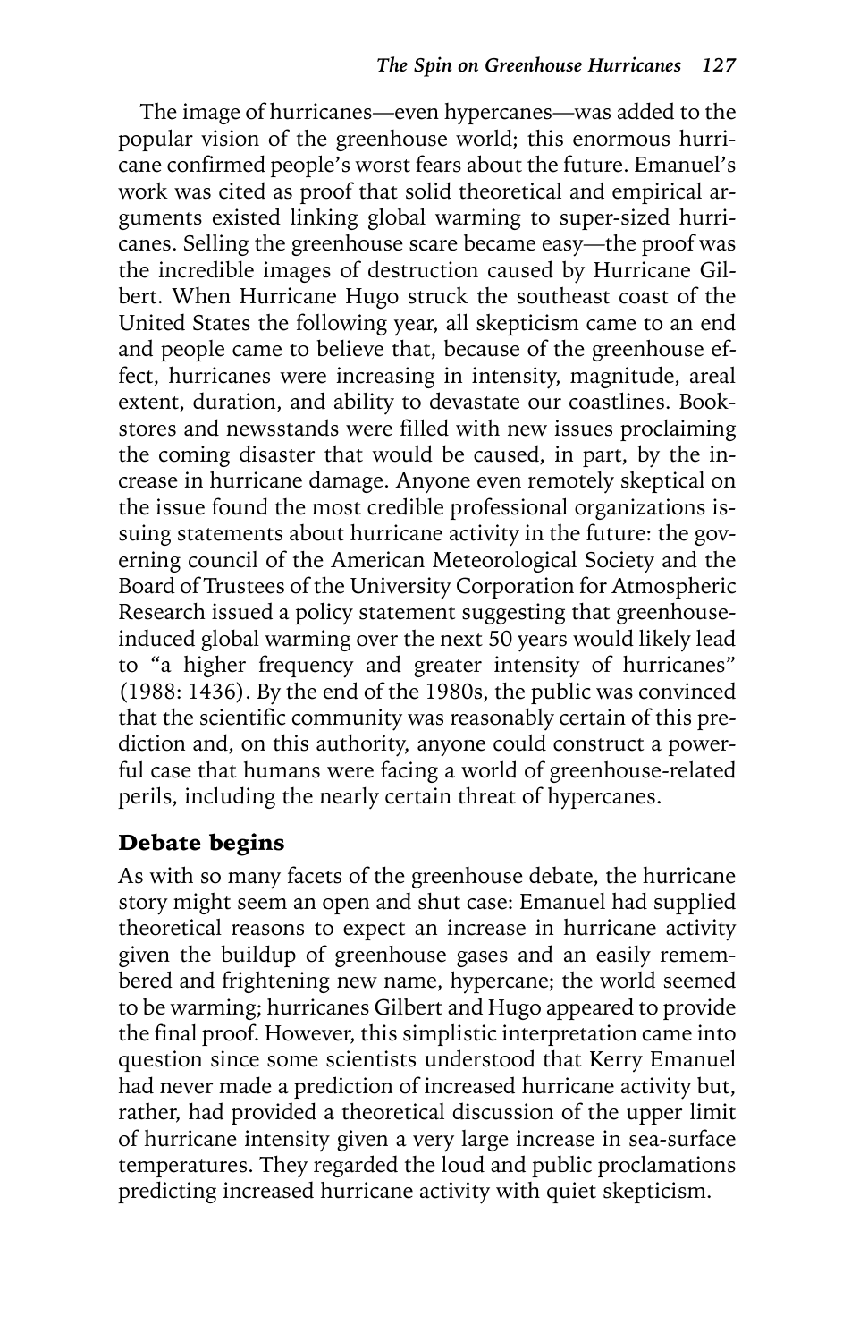The image of hurricanes—even hypercanes—was added to the popular vision of the greenhouse world; this enormous hurricane confirmed people's worst fears about the future. Emanuel's work was cited as proof that solid theoretical and empirical arguments existed linking global warming to super-sized hurricanes. Selling the greenhouse scare became easy—the proof was the incredible images of destruction caused by Hurricane Gilbert. When Hurricane Hugo struck the southeast coast of the United States the following year, all skepticism came to an end and people came to believe that, because of the greenhouse effect, hurricanes were increasing in intensity, magnitude, areal extent, duration, and ability to devastate our coastlines. Bookstores and newsstands were filled with new issues proclaiming the coming disaster that would be caused, in part, by the increase in hurricane damage. Anyone even remotely skeptical on the issue found the most credible professional organizations issuing statements about hurricane activity in the future: the governing council of the American Meteorological Society and the Board of Trustees of the University Corporation for Atmospheric Research issued a policy statement suggesting that greenhouse-induced global warming over the next 50 years would likely lead to "a higher frequency and greater intensity of hurricanes" (1988: 1436). By the end of the 1980s, the public was convinced that the scientific community was reasonably certain of this prediction and, on this authority, anyone could construct a powerful case that humans were facing a world of greenhouse-related perils, including the nearly certain threat of hypercanes.

## Debate begins

As with so many facets of the greenhouse debate, the hurricane story might seem an open and shut case: Emanuel had supplied theoretical reasons to expect an increase in hurricane activity given the buildup of greenhouse gases and an easily remembered and frightening new name, hypercane; the world seemed to be warming; hurricanes Gilbert and Hugo appeared to provide the final proof. However, this simplistic interpretation came into question since some scientists understood that Kerry Emanuel had never made a prediction of increased hurricane activity but, rather, had provided a theoretical discussion of the upper limit of hurricane intensity given a very large increase in sea-surface temperatures. They regarded the loud and public proclamations predicting increased hurricane activity with quiet skepticism.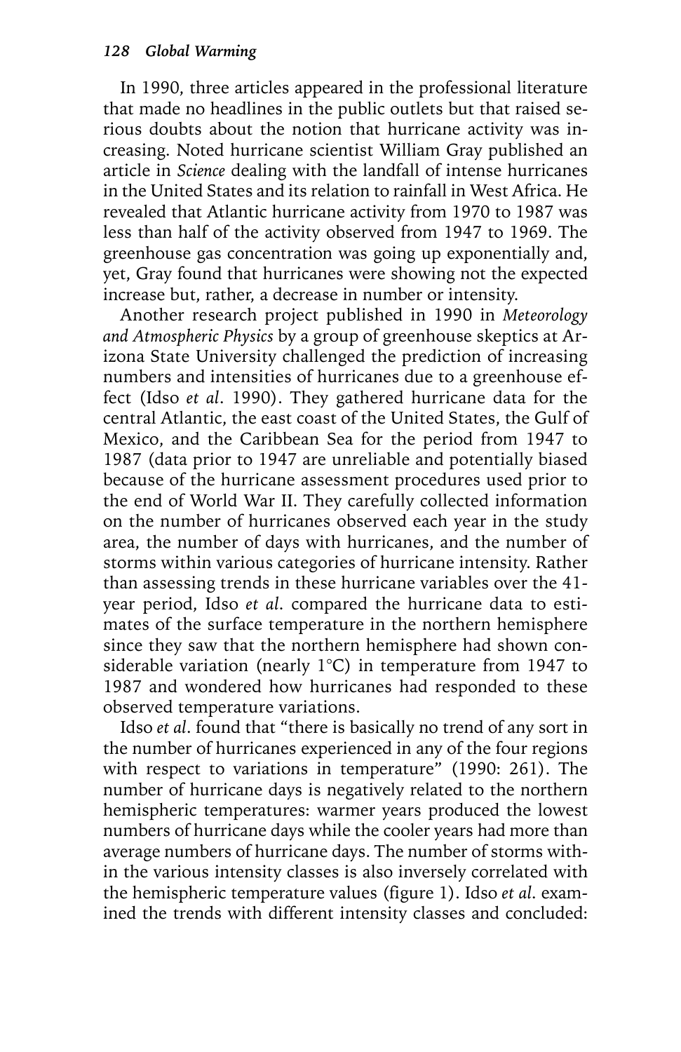In 1990, three articles appeared in the professional literature that made no headlines in the public outlets but that raised serious doubts about the notion that hurricane activity was increasing. Noted hurricane scientist William Gray published an article in *Science* dealing with the landfall of intense hurricanes in the United States and its relation to rainfall in West Africa. He revealed that Atlantic hurricane activity from 1970 to 1987 was less than half of the activity observed from 1947 to 1969. The greenhouse gas concentration was going up exponentially and, yet, Gray found that hurricanes were showing not the expected increase but, rather, a decrease in number or intensity.

Another research project published in 1990 in *Meteorology and Atmospheric Physics* by a group of greenhouse skeptics at Arizona State University challenged the prediction of increasing numbers and intensities of hurricanes due to a greenhouse effect (Idso *et al*. 1990). They gathered hurricane data for the central Atlantic, the east coast of the United States, the Gulf of Mexico, and the Caribbean Sea for the period from 1947 to 1987 (data prior to 1947 are unreliable and potentially biased because of the hurricane assessment procedures used prior to the end of World War II. They carefully collected information on the number of hurricanes observed each year in the study area, the number of days with hurricanes, and the number of storms within various categories of hurricane intensity. Rather than assessing trends in these hurricane variables over the 41-year period, Idso *et al*. compared the hurricane data to estimates of the surface temperature in the northern hemisphere since they saw that the northern hemisphere had shown considerable variation (nearly 1°C) in temperature from 1947 to 1987 and wondered how hurricanes had responded to these observed temperature variations.

Idso *et al*. found that "there is basically no trend of any sort in the number of hurricanes experienced in any of the four regions with respect to variations in temperature" (1990: 261). The number of hurricane days is negatively related to the northern hemispheric temperatures: warmer years produced the lowest numbers of hurricane days while the cooler years had more than average numbers of hurricane days. The number of storms within the various intensity classes is also inversely correlated with the hemispheric temperature values (figure 1). Idso *et al*. examined the trends with different intensity classes and concluded: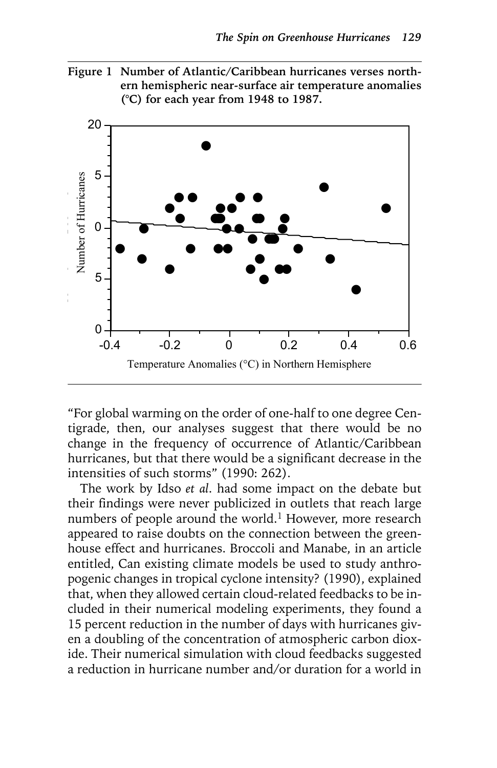**Figure 1 Number of Atlantic/Caribbean hurricanes verses northern hemispheric near-surface air temperature anomalies (°C) for each year from 1948 to 1987.**

"For global warming on the order of one-half to one degree Centigrade, then, our analyses suggest that there would be no change in the frequency of occurrence of Atlantic/Caribbean hurricanes, but that there would be a significant decrease in the intensities of such storms" (1990: 262).

The work by Idso *et al*. had some impact on the debate but their findings were never publicized in outlets that reach large numbers of people around the world.[1] However, more research appeared to raise doubts on the connection between the greenhouse effect and hurricanes. Broccoli and Manabe, in an article entitled, Can existing climate models be used to study anthropogenic changes in tropical cyclone intensity? (1990), explained that, when they allowed certain cloud-related feedbacks to be included in their numerical modeling experiments, they found a 15 percent reduction in the number of days with hurricanes given a doubling of the concentration of atmospheric carbon dioxide. Their numerical simulation with cloud feedbacks suggested a reduction in hurricane number and/or duration for a world in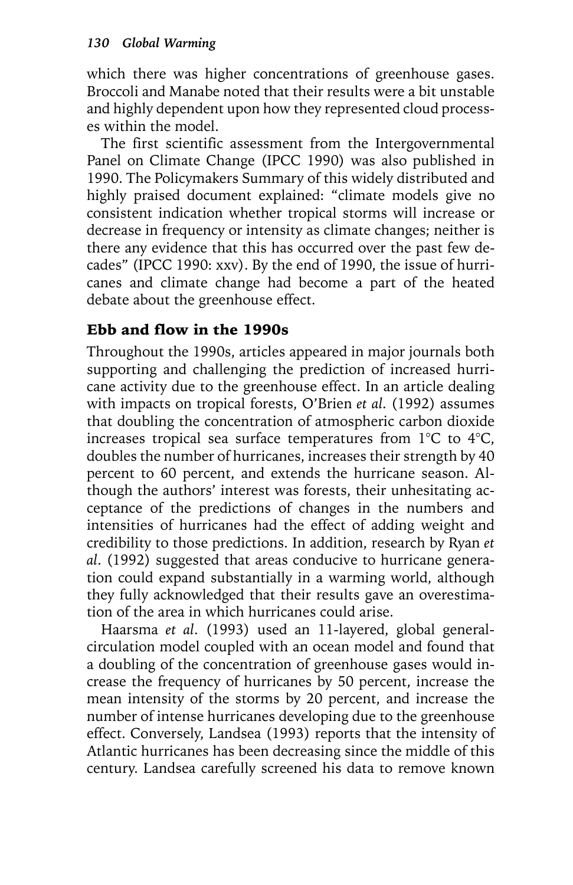which there was higher concentrations of greenhouse gases. Broccoli and Manabe noted that their results were a bit unstable and highly dependent upon how they represented cloud processes within the model.

The first scientific assessment from the Intergovernmental Panel on Climate Change (IPCC 1990) was also published in 1990. The Policymakers Summary of this widely distributed and highly praised document explained: "climate models give no consistent indication whether tropical storms will increase or decrease in frequency or intensity as climate changes; neither is there any evidence that this has occurred over the past few decades" (IPCC 1990: xxv). By the end of 1990, the issue of hurricanes and climate change had become a part of the heated debate about the greenhouse effect.

## Ebb and flow in the 1990s

Throughout the 1990s, articles appeared in major journals both supporting and challenging the prediction of increased hurricane activity due to the greenhouse effect. In an article dealing with impacts on tropical forests, O'Brien *et al*. (1992) assumes that doubling the concentration of atmospheric carbon dioxide increases tropical sea surface temperatures from 1°C to 4°C, doubles the number of hurricanes, increases their strength by 40 percent to 60 percent, and extends the hurricane season. Although the authors' interest was forests, their unhesitating acceptance of the predictions of changes in the numbers and intensities of hurricanes had the effect of adding weight and credibility to those predictions. In addition, research by Ryan *et al*. (1992) suggested that areas conducive to hurricane generation could expand substantially in a warming world, although they fully acknowledged that their results gave an overestimation of the area in which hurricanes could arise.

Haarsma *et al*. (1993) used an 11-layered, global general-circulation model coupled with an ocean model and found that a doubling of the concentration of greenhouse gases would increase the frequency of hurricanes by 50 percent, increase the mean intensity of the storms by 20 percent, and increase the number of intense hurricanes developing due to the greenhouse effect. Conversely, Landsea (1993) reports that the intensity of Atlantic hurricanes has been decreasing since the middle of this century. Landsea carefully screened his data to remove known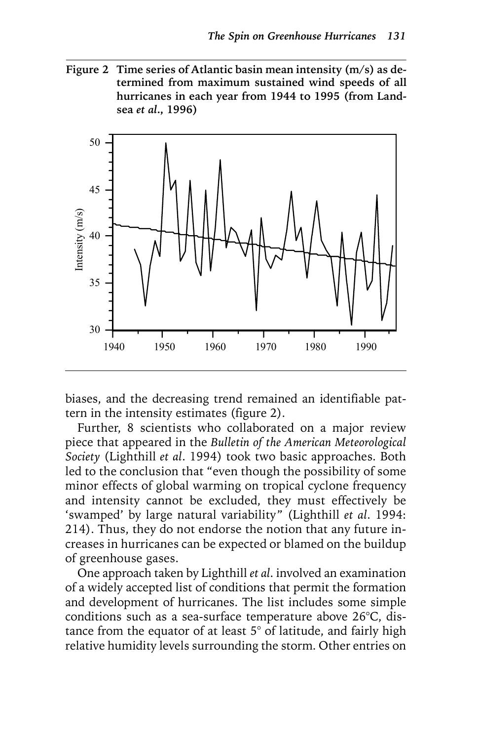**Figure 2 Time series of Atlantic basin mean intensity (m/s) as determined from maximum sustained wind speeds of all hurricanes in each year from 1944 to 1995 (from Landsea *et al.*, 1996)**

biases, and the decreasing trend remained an identifiable pattern in the intensity estimates (figure 2).

Further, 8 scientists who collaborated on a major review piece that appeared in the *Bulletin of the American Meteorological Society* (Lighthill *et al*. 1994) took two basic approaches. Both led to the conclusion that "even though the possibility of some minor effects of global warming on tropical cyclone frequency and intensity cannot be excluded, they must effectively be 'swamped' by large natural variability" (Lighthill *et al*. 1994: 214). Thus, they do not endorse the notion that any future increases in hurricanes can be expected or blamed on the buildup of greenhouse gases.

One approach taken by Lighthill *et al*. involved an examination of a widely accepted list of conditions that permit the formation and development of hurricanes. The list includes some simple conditions such as a sea-surface temperature above 26°C, distance from the equator of at least 5° of latitude, and fairly high relative humidity levels surrounding the storm. Other entries on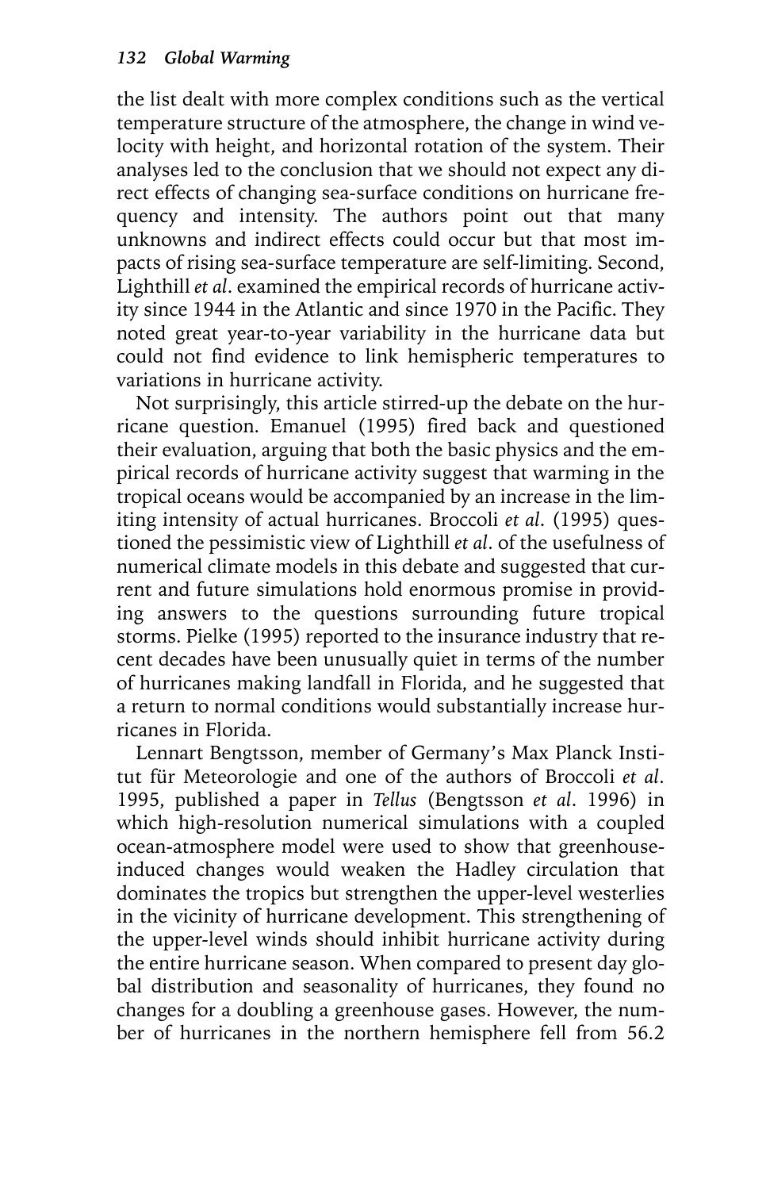the list dealt with more complex conditions such as the vertical temperature structure of the atmosphere, the change in wind velocity with height, and horizontal rotation of the system. Their analyses led to the conclusion that we should not expect any direct effects of changing sea-surface conditions on hurricane frequency and intensity. The authors point out that many unknowns and indirect effects could occur but that most impacts of rising sea-surface temperature are self-limiting. Second, Lighthill *et al*. examined the empirical records of hurricane activity since 1944 in the Atlantic and since 1970 in the Pacific. They noted great year-to-year variability in the hurricane data but could not find evidence to link hemispheric temperatures to variations in hurricane activity.

Not surprisingly, this article stirred-up the debate on the hurricane question. Emanuel (1995) fired back and questioned their evaluation, arguing that both the basic physics and the empirical records of hurricane activity suggest that warming in the tropical oceans would be accompanied by an increase in the limiting intensity of actual hurricanes. Broccoli *et al*. (1995) questioned the pessimistic view of Lighthill *et al*. of the usefulness of numerical climate models in this debate and suggested that current and future simulations hold enormous promise in providing answers to the questions surrounding future tropical storms. Pielke (1995) reported to the insurance industry that recent decades have been unusually quiet in terms of the number of hurricanes making landfall in Florida, and he suggested that a return to normal conditions would substantially increase hurricanes in Florida.

Lennart Bengtsson, member of Germany's Max Planck Institut für Meteorologie and one of the authors of Broccoli *et al*. 1995, published a paper in *Tellus* (Bengtsson *et al*. 1996) in which high-resolution numerical simulations with a coupled ocean-atmosphere model were used to show that greenhouse-induced changes would weaken the Hadley circulation that dominates the tropics but strengthen the upper-level westerlies in the vicinity of hurricane development. This strengthening of the upper-level winds should inhibit hurricane activity during the entire hurricane season. When compared to present day global distribution and seasonality of hurricanes, they found no changes for a doubling a greenhouse gases. However, the number of hurricanes in the northern hemisphere fell from 56.2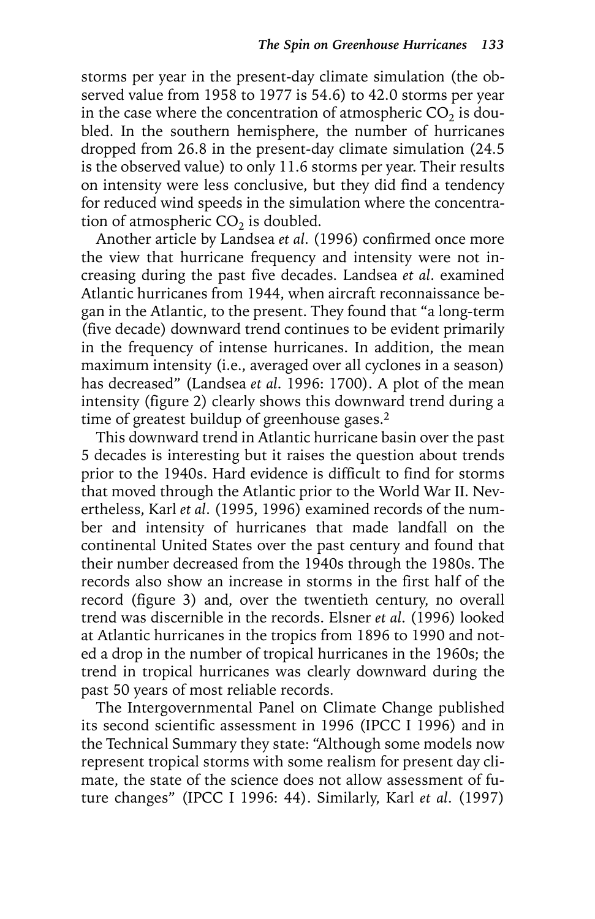storms per year in the present-day climate simulation (the observed value from 1958 to 1977 is 54.6) to 42.0 storms per year in the case where the concentration of atmospheric $CO_2$ is doubled. In the southern hemisphere, the number of hurricanes dropped from 26.8 in the present-day climate simulation (24.5 is the observed value) to only 11.6 storms per year. Their results on intensity were less conclusive, but they did find a tendency for reduced wind speeds in the simulation where the concentration of atmospheric $CO_2$ is doubled.

Another article by Landsea *et al.* (1996) confirmed once more the view that hurricane frequency and intensity were not increasing during the past five decades. Landsea *et al.* examined Atlantic hurricanes from 1944, when aircraft reconnaissance began in the Atlantic, to the present. They found that "a long-term (five decade) downward trend continues to be evident primarily in the frequency of intense hurricanes. In addition, the mean maximum intensity (i.e., averaged over all cyclones in a season) has decreased" (Landsea *et al.* 1996: 1700). A plot of the mean intensity (figure 2) clearly shows this downward trend during a time of greatest buildup of greenhouse gases.[2]

This downward trend in Atlantic hurricane basin over the past 5 decades is interesting but it raises the question about trends prior to the 1940s. Hard evidence is difficult to find for storms that moved through the Atlantic prior to the World War II. Nevertheless, Karl *et al.* (1995, 1996) examined records of the number and intensity of hurricanes that made landfall on the continental United States over the past century and found that their number decreased from the 1940s through the 1980s. The records also show an increase in storms in the first half of the record (figure 3) and, over the twentieth century, no overall trend was discernible in the records. Elsner *et al.* (1996) looked at Atlantic hurricanes in the tropics from 1896 to 1990 and noted a drop in the number of tropical hurricanes in the 1960s; the trend in tropical hurricanes was clearly downward during the past 50 years of most reliable records.

The Intergovernmental Panel on Climate Change published its second scientific assessment in 1996 (IPCC I 1996) and in the Technical Summary they state: "Although some models now represent tropical storms with some realism for present day climate, the state of the science does not allow assessment of future changes" (IPCC I 1996: 44). Similarly, Karl *et al.* (1997)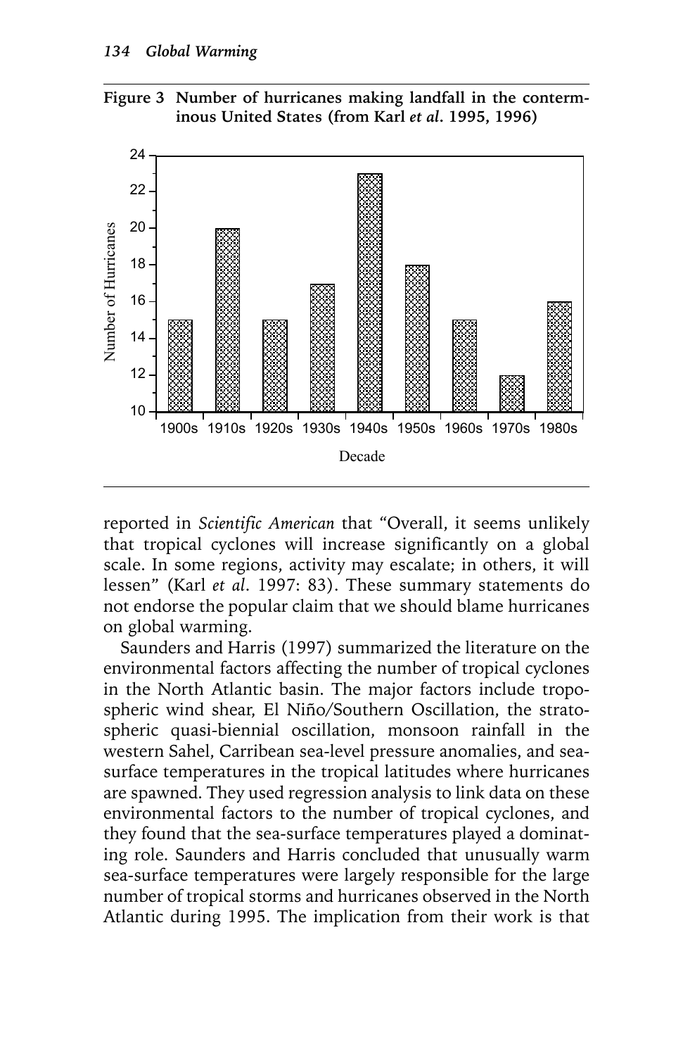**Figure 3 Number of hurricanes making landfall in the conterminous United States (from Karl *et al*. 1995, 1996)**

| Decade | Number of Hurricanes |
|---|---|
| 1900s | 15 |
| 1910s | 20 |
| 1920s | 15 |
| 1930s | 17 |
| 1940s | 23 |
| 1950s | 18 |
| 1960s | 15 |
| 1970s | 12 |
| 1980s | 16 |

reported in *Scientific American* that "Overall, it seems unlikely that tropical cyclones will increase significantly on a global scale. In some regions, activity may escalate; in others, it will lessen" (Karl *et al*. 1997: 83). These summary statements do not endorse the popular claim that we should blame hurricanes on global warming.

Saunders and Harris (1997) summarized the literature on the environmental factors affecting the number of tropical cyclones in the North Atlantic basin. The major factors include tropospheric wind shear, El Niño/Southern Oscillation, the stratospheric quasi-biennial oscillation, monsoon rainfall in the western Sahel, Carribean sea-level pressure anomalies, and sea-surface temperatures in the tropical latitudes where hurricanes are spawned. They used regression analysis to link data on these environmental factors to the number of tropical cyclones, and they found that the sea-surface temperatures played a dominating role. Saunders and Harris concluded that unusually warm sea-surface temperatures were largely responsible for the large number of tropical storms and hurricanes observed in the North Atlantic during 1995. The implication from their work is that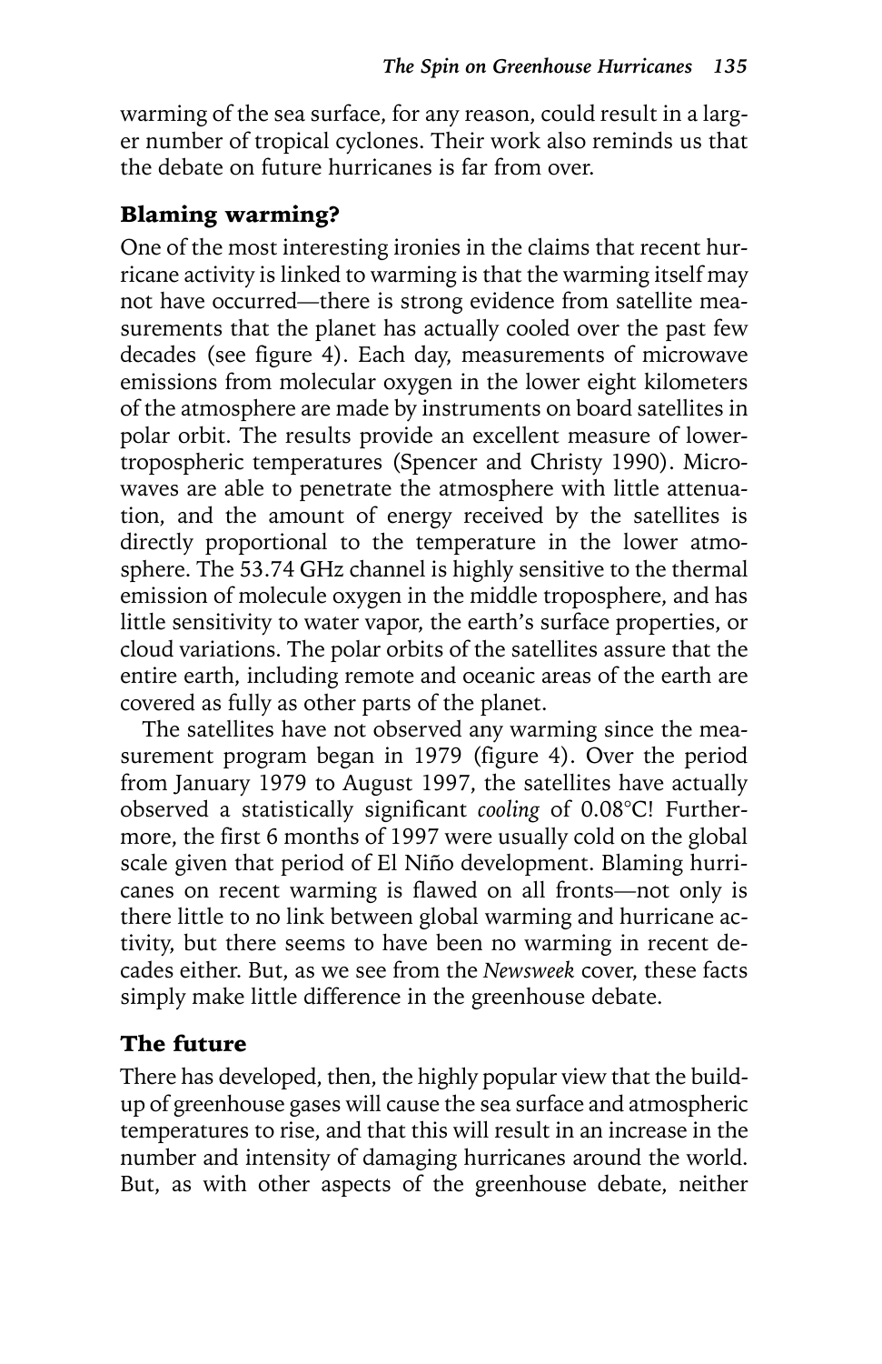warming of the sea surface, for any reason, could result in a larger number of tropical cyclones. Their work also reminds us that the debate on future hurricanes is far from over.

## Blaming warming?

One of the most interesting ironies in the claims that recent hurricane activity is linked to warming is that the warming itself may not have occurred—there is strong evidence from satellite measurements that the planet has actually cooled over the past few decades (see figure 4). Each day, measurements of microwave emissions from molecular oxygen in the lower eight kilometers of the atmosphere are made by instruments on board satellites in polar orbit. The results provide an excellent measure of lower-tropospheric temperatures (Spencer and Christy 1990). Microwaves are able to penetrate the atmosphere with little attenuation, and the amount of energy received by the satellites is directly proportional to the temperature in the lower atmosphere. The 53.74 GHz channel is highly sensitive to the thermal emission of molecule oxygen in the middle troposphere, and has little sensitivity to water vapor, the earth's surface properties, or cloud variations. The polar orbits of the satellites assure that the entire earth, including remote and oceanic areas of the earth are covered as fully as other parts of the planet.

The satellites have not observed any warming since the measurement program began in 1979 (figure 4). Over the period from January 1979 to August 1997, the satellites have actually observed a statistically significant *cooling* of 0.08°C! Furthermore, the first 6 months of 1997 were usually cold on the global scale given that period of El Niño development. Blaming hurricanes on recent warming is flawed on all fronts—not only is there little to no link between global warming and hurricane activity, but there seems to have been no warming in recent decades either. But, as we see from the *Newsweek* cover, these facts simply make little difference in the greenhouse debate.

## The future

There has developed, then, the highly popular view that the build-up of greenhouse gases will cause the sea surface and atmospheric temperatures to rise, and that this will result in an increase in the number and intensity of damaging hurricanes around the world. But, as with other aspects of the greenhouse debate, neither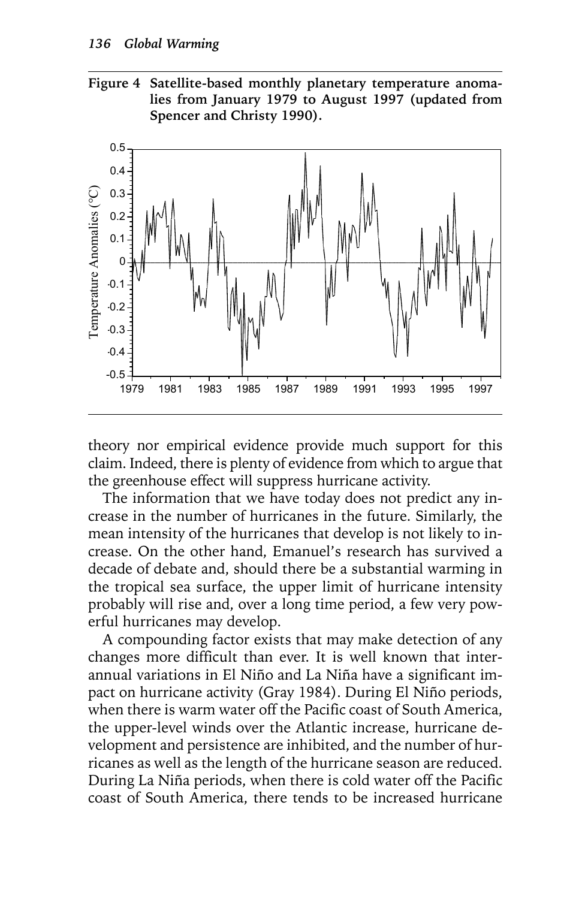**Figure 4 Satellite-based monthly planetary temperature anomalies from January 1979 to August 1997 (updated from Spencer and Christy 1990).**

theory nor empirical evidence provide much support for this claim. Indeed, there is plenty of evidence from which to argue that the greenhouse effect will suppress hurricane activity.

The information that we have today does not predict any increase in the number of hurricanes in the future. Similarly, the mean intensity of the hurricanes that develop is not likely to increase. On the other hand, Emanuel's research has survived a decade of debate and, should there be a substantial warming in the tropical sea surface, the upper limit of hurricane intensity probably will rise and, over a long time period, a few very powerful hurricanes may develop.

A compounding factor exists that may make detection of any changes more difficult than ever. It is well known that interannual variations in El Niño and La Niña have a significant impact on hurricane activity (Gray 1984). During El Niño periods, when there is warm water off the Pacific coast of South America, the upper-level winds over the Atlantic increase, hurricane development and persistence are inhibited, and the number of hurricanes as well as the length of the hurricane season are reduced. During La Niña periods, when there is cold water off the Pacific coast of South America, there tends to be increased hurricane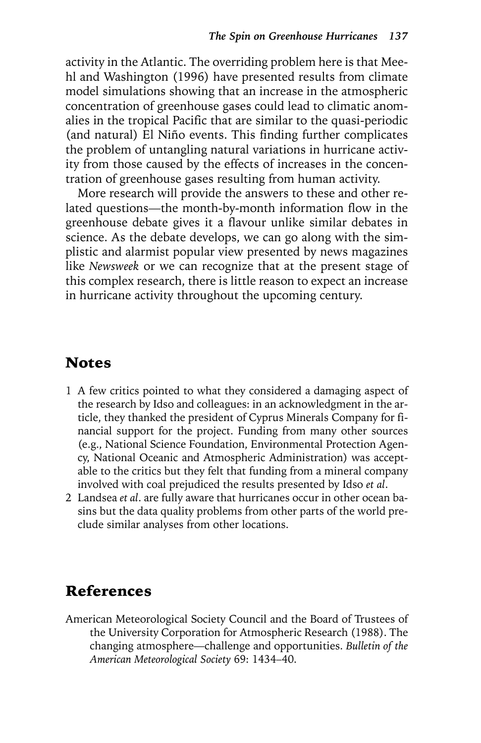activity in the Atlantic. The overriding problem here is that Meehl and Washington (1996) have presented results from climate model simulations showing that an increase in the atmospheric concentration of greenhouse gases could lead to climatic anomalies in the tropical Pacific that are similar to the quasi-periodic (and natural) El Niño events. This finding further complicates the problem of untangling natural variations in hurricane activity from those caused by the effects of increases in the concentration of greenhouse gases resulting from human activity.

More research will provide the answers to these and other related questions—the month-by-month information flow in the greenhouse debate gives it a flavour unlike similar debates in science. As the debate develops, we can go along with the simplistic and alarmist popular view presented by news magazines like *Newsweek* or we can recognize that at the present stage of this complex research, there is little reason to expect an increase in hurricane activity throughout the upcoming century.

## Notes

1. A few critics pointed to what they considered a damaging aspect of the research by Idso and colleagues: in an acknowledgment in the article, they thanked the president of Cyprus Minerals Company for financial support for the project. Funding from many other sources (e.g., National Science Foundation, Environmental Protection Agency, National Oceanic and Atmospheric Administration) was acceptable to the critics but they felt that funding from a mineral company involved with coal prejudiced the results presented by Idso *et al*.
2. Landsea *et al*. are fully aware that hurricanes occur in other ocean basins but the data quality problems from other parts of the world preclude similar analyses from other locations.

## References

American Meteorological Society Council and the Board of Trustees of the University Corporation for Atmospheric Research (1988). The changing atmosphere—challenge and opportunities. *Bulletin of the American Meteorological Society* 69: 1434–40.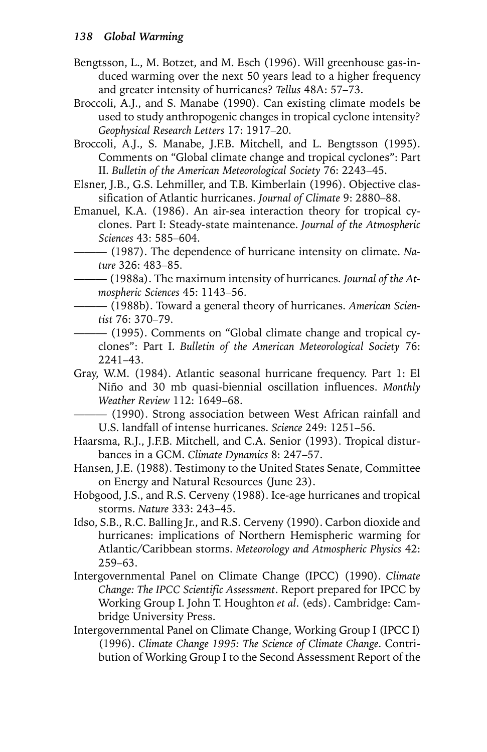Bengtsson, L., M. Botzet, and M. Esch (1996). Will greenhouse gas-induced warming over the next 50 years lead to a higher frequency and greater intensity of hurricanes? *Tellus* 48A: 57–73.

Broccoli, A.J., and S. Manabe (1990). Can existing climate models be used to study anthropogenic changes in tropical cyclone intensity? *Geophysical Research Letters* 17: 1917–20.

Broccoli, A.J., S. Manabe, J.F.B. Mitchell, and L. Bengtsson (1995). Comments on "Global climate change and tropical cyclones": Part II. *Bulletin of the American Meteorological Society* 76: 2243–45.

Elsner, J.B., G.S. Lehmiller, and T.B. Kimberlain (1996). Objective classification of Atlantic hurricanes. *Journal of Climate* 9: 2880–88.

Emanuel, K.A. (1986). An air-sea interaction theory for tropical cyclones. Part I: Steady-state maintenance. *Journal of the Atmospheric Sciences* 43: 585–604.

——— (1987). The dependence of hurricane intensity on climate. *Nature* 326: 483–85.

——— (1988a). The maximum intensity of hurricanes. *Journal of the Atmospheric Sciences* 45: 1143–56.

——— (1988b). Toward a general theory of hurricanes. *American Scientist* 76: 370–79.

——— (1995). Comments on "Global climate change and tropical cyclones": Part I. *Bulletin of the American Meteorological Society* 76: 2241–43.

Gray, W.M. (1984). Atlantic seasonal hurricane frequency. Part 1: El Niño and 30 mb quasi-biennial oscillation influences. *Monthly Weather Review* 112: 1649–68.

——— (1990). Strong association between West African rainfall and U.S. landfall of intense hurricanes. *Science* 249: 1251–56.

Haarsma, R.J., J.F.B. Mitchell, and C.A. Senior (1993). Tropical disturbances in a GCM. *Climate Dynamics* 8: 247–57.

Hansen, J.E. (1988). Testimony to the United States Senate, Committee on Energy and Natural Resources (June 23).

Hobgood, J.S., and R.S. Cerveny (1988). Ice-age hurricanes and tropical storms. *Nature* 333: 243–45.

Idso, S.B., R.C. Balling Jr., and R.S. Cerveny (1990). Carbon dioxide and hurricanes: implications of Northern Hemispheric warming for Atlantic/Caribbean storms. *Meteorology and Atmospheric Physics* 42: 259–63.

Intergovernmental Panel on Climate Change (IPCC) (1990). *Climate Change: The IPCC Scientific Assessment*. Report prepared for IPCC by Working Group I. John T. Houghton *et al.* (eds). Cambridge: Cambridge University Press.

Intergovernmental Panel on Climate Change, Working Group I (IPCC I) (1996). *Climate Change 1995: The Science of Climate Change*. Contribution of Working Group I to the Second Assessment Report of the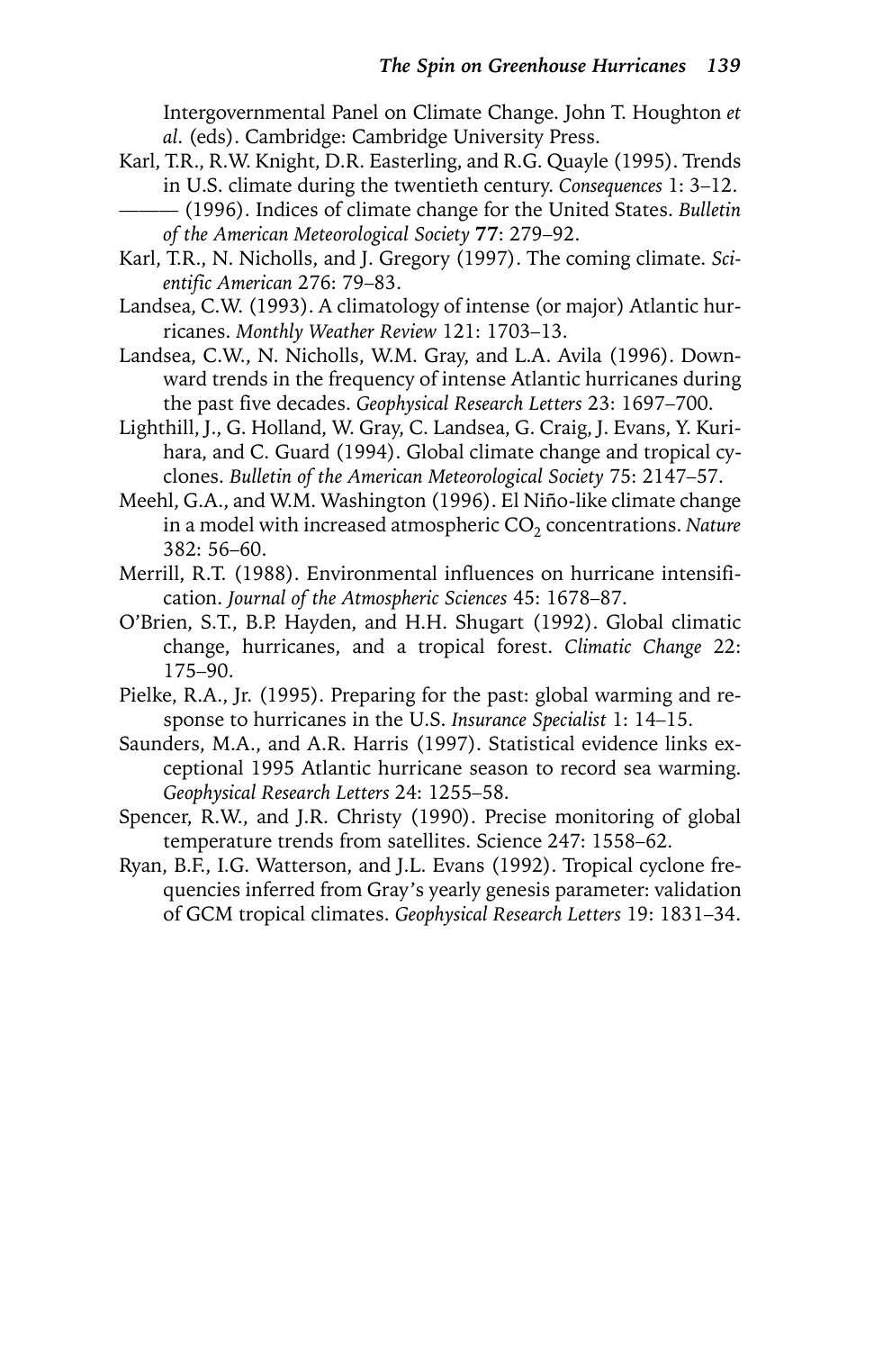Intergovernmental Panel on Climate Change. John T. Houghton *et al.* (eds). Cambridge: Cambridge University Press.

Karl, T.R., R.W. Knight, D.R. Easterling, and R.G. Quayle (1995). Trends in U.S. climate during the twentieth century. *Consequences* 1: 3–12.

——— (1996). Indices of climate change for the United States. *Bulletin of the American Meteorological Society* **77**: 279–92.

Karl, T.R., N. Nicholls, and J. Gregory (1997). The coming climate. *Scientific American* 276: 79–83.

Landsea, C.W. (1993). A climatology of intense (or major) Atlantic hurricanes. *Monthly Weather Review* 121: 1703–13.

Landsea, C.W., N. Nicholls, W.M. Gray, and L.A. Avila (1996). Downward trends in the frequency of intense Atlantic hurricanes during the past five decades. *Geophysical Research Letters* 23: 1697–700.

Lighthill, J., G. Holland, W. Gray, C. Landsea, G. Craig, J. Evans, Y. Kurihara, and C. Guard (1994). Global climate change and tropical cyclones. *Bulletin of the American Meteorological Society* 75: 2147–57.

Meehl, G.A., and W.M. Washington (1996). El Niño-like climate change in a model with increased atmospheric $CO_2$ concentrations. *Nature* 382: 56–60.

Merrill, R.T. (1988). Environmental influences on hurricane intensification. *Journal of the Atmospheric Sciences* 45: 1678–87.

O'Brien, S.T., B.P. Hayden, and H.H. Shugart (1992). Global climatic change, hurricanes, and a tropical forest. *Climatic Change* 22: 175–90.

Pielke, R.A., Jr. (1995). Preparing for the past: global warming and response to hurricanes in the U.S. *Insurance Specialist* 1: 14–15.

Saunders, M.A., and A.R. Harris (1997). Statistical evidence links exceptional 1995 Atlantic hurricane season to record sea warming. *Geophysical Research Letters* 24: 1255–58.

Spencer, R.W., and J.R. Christy (1990). Precise monitoring of global temperature trends from satellites. Science 247: 1558–62.

Ryan, B.F., I.G. Watterson, and J.L. Evans (1992). Tropical cyclone frequencies inferred from Gray's yearly genesis parameter: validation of GCM tropical climates. *Geophysical Research Letters* 19: 1831–34.